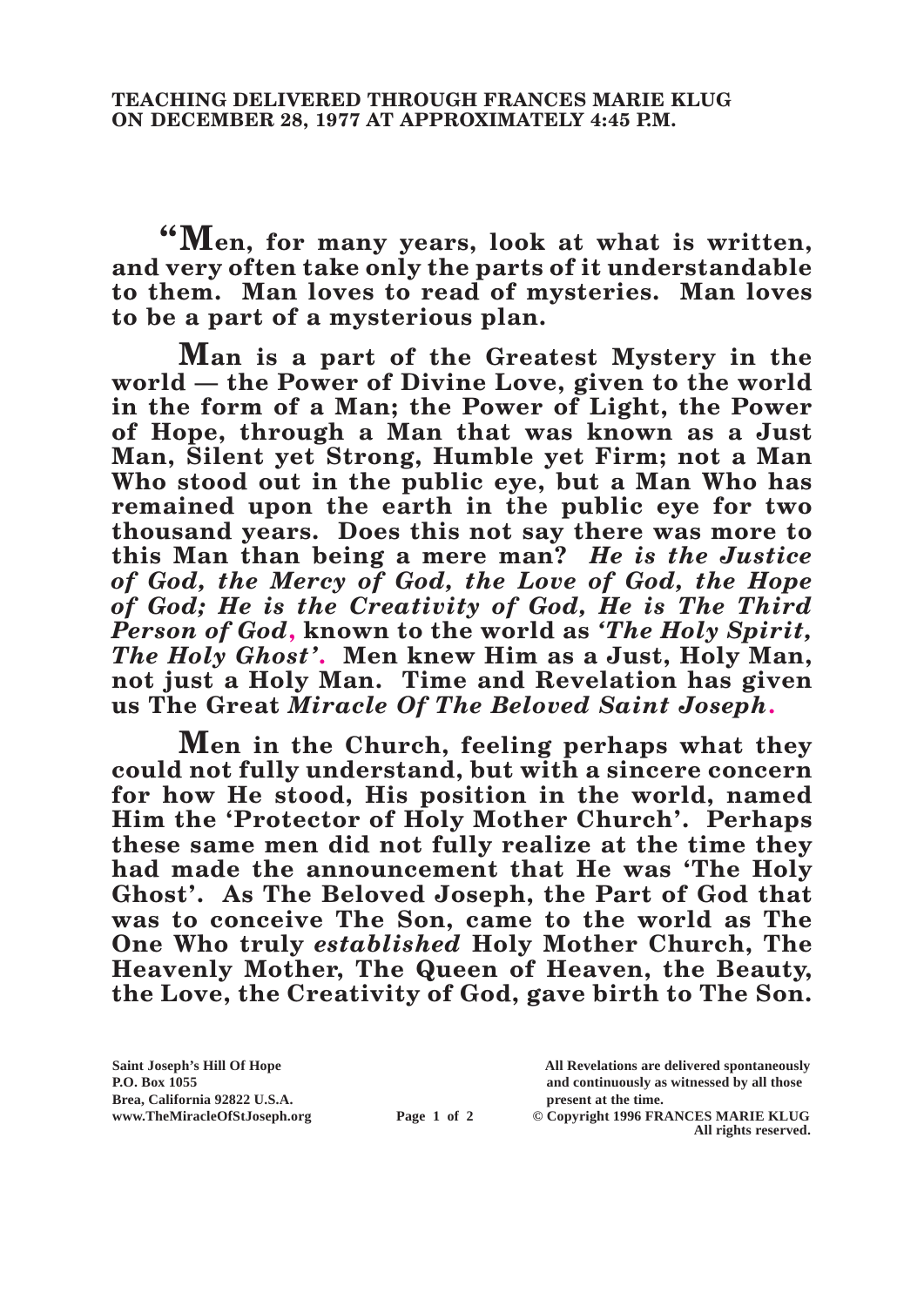**TEACHING DELIVERED THROUGH FRANCES MARIE KLUG ON DECEMBER 28, 1977 AT APPROXIMATELY 4:45 P.M.**

**"Men, for many years, look at what is written, and very often take only the parts of it understandable to them. Man loves to read of mysteries. Man loves to be a part of a mysterious plan.**

**Man is a part of the Greatest Mystery in the world — the Power of Divine Love, given to the world in the form of a Man; the Power of Light, the Power of Hope, through a Man that was known as a Just Man, Silent yet Strong, Humble yet Firm; not a Man Who stood out in the public eye, but a Man Who has remained upon the earth in the public eye for two thousand years. Does this not say there was more to this Man than being a mere man?** ***He is the Justice of God, the Mercy of God, the Love of God, the Hope of God; He is the Creativity of God, He is The Third Person of God*****, known to the world as** ***'The Holy Spirit, The Holy Ghost'*****. Men knew Him as a Just, Holy Man, not just a Holy Man. Time and Revelation has given us The Great** ***Miracle Of The Beloved Saint Joseph*****.**

**Men in the Church, feeling perhaps what they could not fully understand, but with a sincere concern for how He stood, His position in the world, named Him the 'Protector of Holy Mother Church'. Perhaps these same men did not fully realize at the time they had made the announcement that He was 'The Holy Ghost'. As The Beloved Joseph, the Part of God that was to conceive The Son, came to the world as The One Who truly** ***established*** **Holy Mother Church, The Heavenly Mother, The Queen of Heaven, the Beauty, the Love, the Creativity of God, gave birth to The Son.**

Saint Joseph's Hill Of Hope
P.O. Box 1055
Brea, California 92822 U.S.A.
www.TheMiracleOfStJoseph.org

All Revelations are delivered spontaneously and continuously as witnessed by all those present at the time.
© Copyright 1996 FRANCES MARIE KLUG
All rights reserved.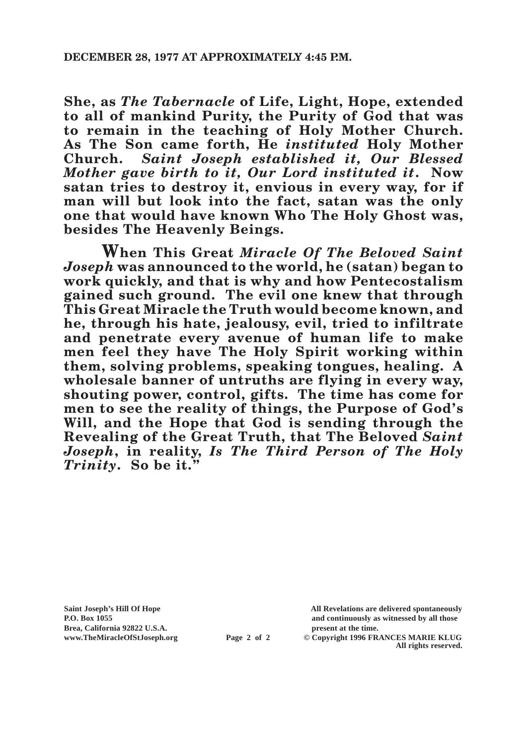**DECEMBER 28, 1977 AT APPROXIMATELY 4:45 P.M.**

**She, as *The Tabernacle* of Life, Light, Hope, extended to all of mankind Purity, the Purity of God that was to remain in the teaching of Holy Mother Church. As The Son came forth, He *instituted* Holy Mother Church. *Saint Joseph established it, Our Blessed Mother gave birth to it, Our Lord instituted it*. Now satan tries to destroy it, envious in every way, for if man will but look into the fact, satan was the only one that would have known Who The Holy Ghost was, besides The Heavenly Beings.**

**When This Great *Miracle Of The Beloved Saint Joseph* was announced to the world, he (satan) began to work quickly, and that is why and how Pentecostalism gained such ground. The evil one knew that through This Great Miracle the Truth would become known, and he, through his hate, jealousy, evil, tried to infiltrate and penetrate every avenue of human life to make men feel they have The Holy Spirit working within them, solving problems, speaking tongues, healing. A wholesale banner of untruths are flying in every way, shouting power, control, gifts. The time has come for men to see the reality of things, the Purpose of God's Will, and the Hope that God is sending through the Revealing of the Great Truth, that The Beloved *Saint Joseph*, in reality, *Is The Third Person of The Holy Trinity*. So be it."**

**Saint Joseph's Hill Of Hope**
**P.O. Box 1055**
**Brea, California 92822 U.S.A.**
**www.TheMiracleOfStJoseph.org**

**All Revelations are delivered spontaneously and continuously as witnessed by all those present at the time.**
**© Copyright 1996 FRANCES MARIE KLUG**
**All rights reserved.**